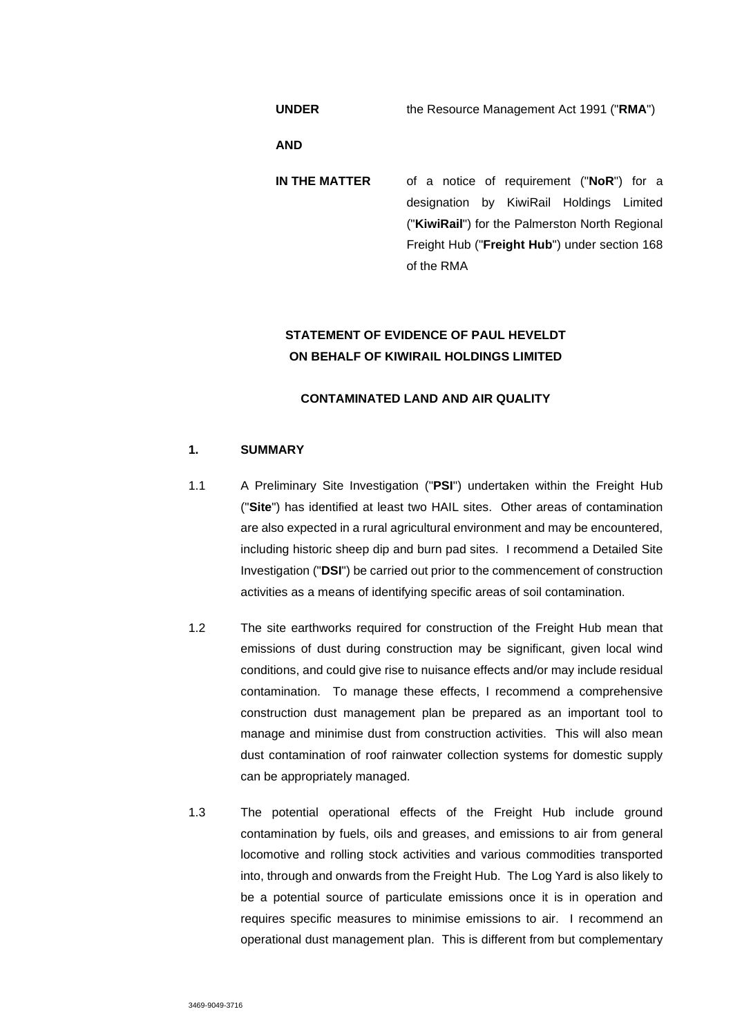**UNDER** the Resource Management Act 1991 ("**RMA**")

**AND**

**IN THE MATTER** of a notice of requirement ("**NoR**") for a designation by KiwiRail Holdings Limited ("**KiwiRail**") for the Palmerston North Regional Freight Hub ("**Freight Hub**") under section 168 of the RMA

**STATEMENT OF EVIDENCE OF PAUL HEVELDT ON BEHALF OF KIWIRAIL HOLDINGS LIMITED**

**CONTAMINATED LAND AND AIR QUALITY**

## 1. SUMMARY

1.1 A Preliminary Site Investigation ("**PSI**") undertaken within the Freight Hub ("**Site**") has identified at least two HAIL sites. Other areas of contamination are also expected in a rural agricultural environment and may be encountered, including historic sheep dip and burn pad sites. I recommend a Detailed Site Investigation ("**DSI**") be carried out prior to the commencement of construction activities as a means of identifying specific areas of soil contamination.

1.2 The site earthworks required for construction of the Freight Hub mean that emissions of dust during construction may be significant, given local wind conditions, and could give rise to nuisance effects and/or may include residual contamination. To manage these effects, I recommend a comprehensive construction dust management plan be prepared as an important tool to manage and minimise dust from construction activities. This will also mean dust contamination of roof rainwater collection systems for domestic supply can be appropriately managed.

1.3 The potential operational effects of the Freight Hub include ground contamination by fuels, oils and greases, and emissions to air from general locomotive and rolling stock activities and various commodities transported into, through and onwards from the Freight Hub. The Log Yard is also likely to be a potential source of particulate emissions once it is in operation and requires specific measures to minimise emissions to air. I recommend an operational dust management plan. This is different from but complementary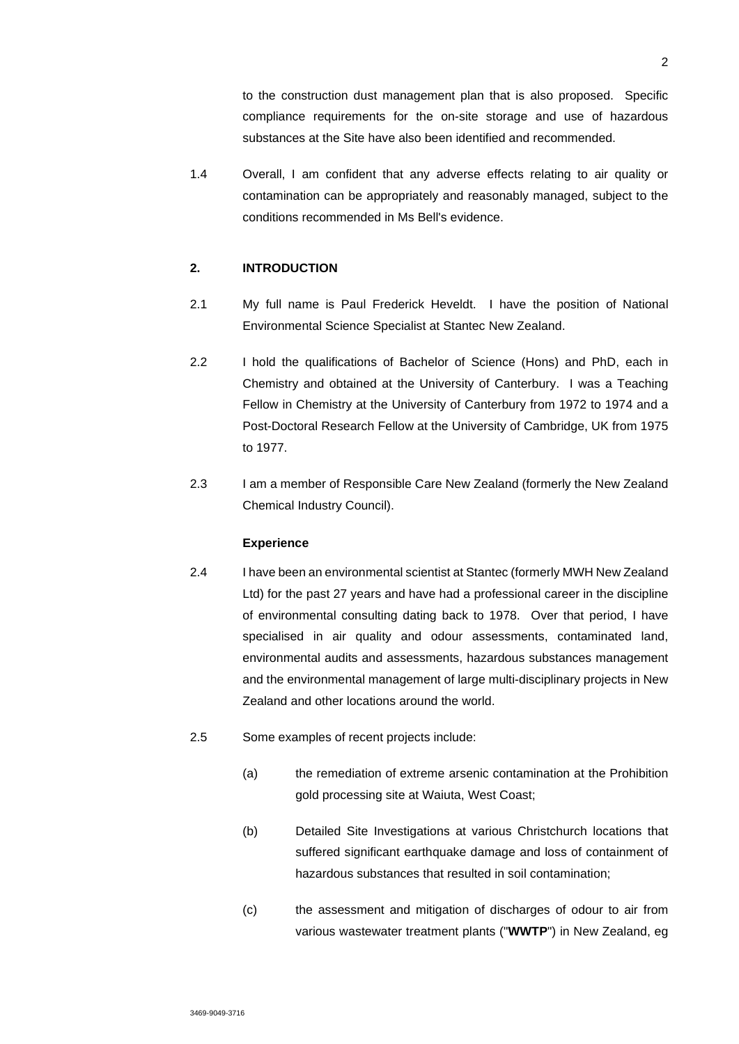to the construction dust management plan that is also proposed. Specific compliance requirements for the on-site storage and use of hazardous substances at the Site have also been identified and recommended.

1.4 Overall, I am confident that any adverse effects relating to air quality or contamination can be appropriately and reasonably managed, subject to the conditions recommended in Ms Bell's evidence.

## 2. INTRODUCTION

2.1 My full name is Paul Frederick Heveldt. I have the position of National Environmental Science Specialist at Stantec New Zealand.

2.2 I hold the qualifications of Bachelor of Science (Hons) and PhD, each in Chemistry and obtained at the University of Canterbury. I was a Teaching Fellow in Chemistry at the University of Canterbury from 1972 to 1974 and a Post-Doctoral Research Fellow at the University of Cambridge, UK from 1975 to 1977.

2.3 I am a member of Responsible Care New Zealand (formerly the New Zealand Chemical Industry Council).

**Experience**

2.4 I have been an environmental scientist at Stantec (formerly MWH New Zealand Ltd) for the past 27 years and have had a professional career in the discipline of environmental consulting dating back to 1978. Over that period, I have specialised in air quality and odour assessments, contaminated land, environmental audits and assessments, hazardous substances management and the environmental management of large multi-disciplinary projects in New Zealand and other locations around the world.

2.5 Some examples of recent projects include:

(a) the remediation of extreme arsenic contamination at the Prohibition gold processing site at Waiuta, West Coast;

(b) Detailed Site Investigations at various Christchurch locations that suffered significant earthquake damage and loss of containment of hazardous substances that resulted in soil contamination;

(c) the assessment and mitigation of discharges of odour to air from various wastewater treatment plants ("**WWTP**") in New Zealand, eg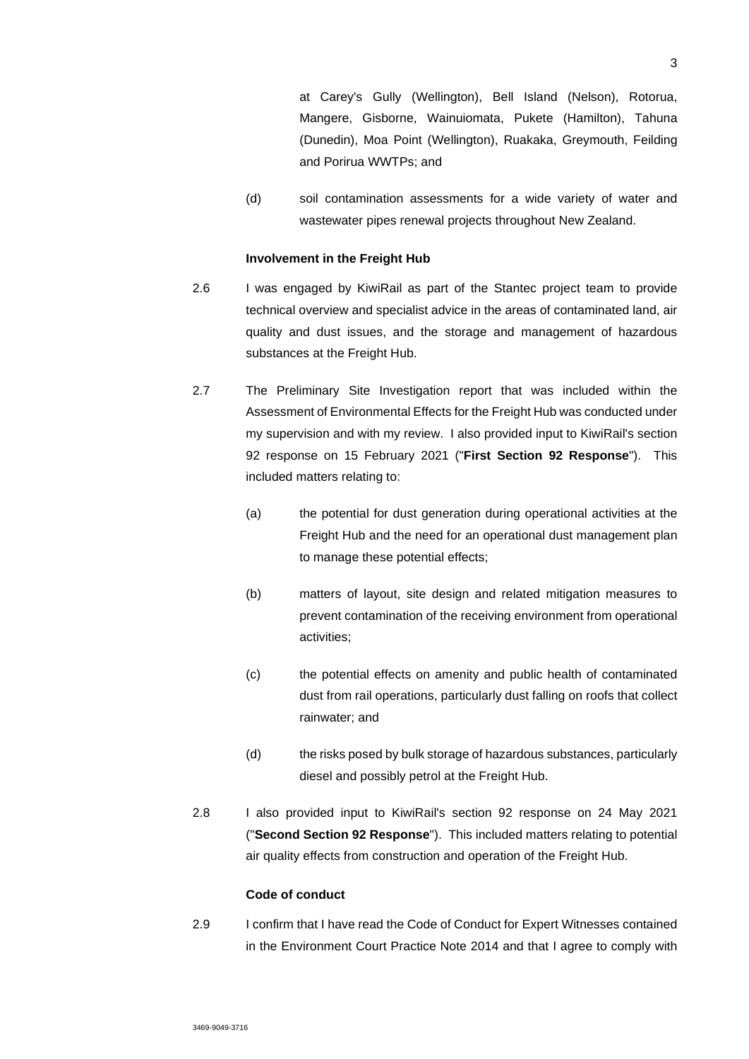at Carey's Gully (Wellington), Bell Island (Nelson), Rotorua, Mangere, Gisborne, Wainuiomata, Pukete (Hamilton), Tahuna (Dunedin), Moa Point (Wellington), Ruakaka, Greymouth, Feilding and Porirua WWTPs; and

(d) soil contamination assessments for a wide variety of water and wastewater pipes renewal projects throughout New Zealand.

**Involvement in the Freight Hub**

2.6 I was engaged by KiwiRail as part of the Stantec project team to provide technical overview and specialist advice in the areas of contaminated land, air quality and dust issues, and the storage and management of hazardous substances at the Freight Hub.

2.7 The Preliminary Site Investigation report that was included within the Assessment of Environmental Effects for the Freight Hub was conducted under my supervision and with my review. I also provided input to KiwiRail's section 92 response on 15 February 2021 ("**First Section 92 Response**"). This included matters relating to:

(a) the potential for dust generation during operational activities at the Freight Hub and the need for an operational dust management plan to manage these potential effects;

(b) matters of layout, site design and related mitigation measures to prevent contamination of the receiving environment from operational activities;

(c) the potential effects on amenity and public health of contaminated dust from rail operations, particularly dust falling on roofs that collect rainwater; and

(d) the risks posed by bulk storage of hazardous substances, particularly diesel and possibly petrol at the Freight Hub.

2.8 I also provided input to KiwiRail's section 92 response on 24 May 2021 ("**Second Section 92 Response**"). This included matters relating to potential air quality effects from construction and operation of the Freight Hub.

**Code of conduct**

2.9 I confirm that I have read the Code of Conduct for Expert Witnesses contained in the Environment Court Practice Note 2014 and that I agree to comply with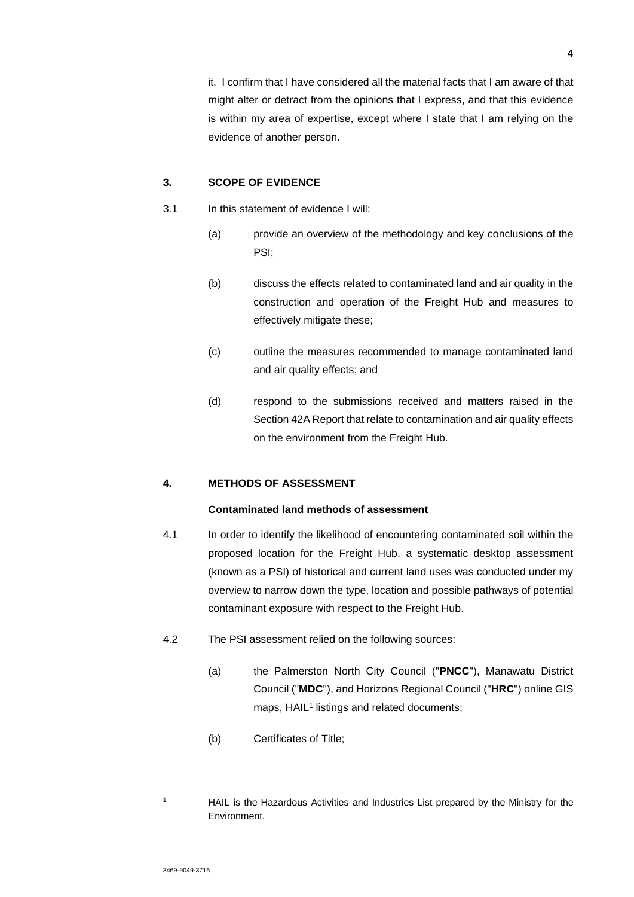it. I confirm that I have considered all the material facts that I am aware of that might alter or detract from the opinions that I express, and that this evidence is within my area of expertise, except where I state that I am relying on the evidence of another person.

## 3. SCOPE OF EVIDENCE

3.1 In this statement of evidence I will:

(a) provide an overview of the methodology and key conclusions of the PSI;

(b) discuss the effects related to contaminated land and air quality in the construction and operation of the Freight Hub and measures to effectively mitigate these;

(c) outline the measures recommended to manage contaminated land and air quality effects; and

(d) respond to the submissions received and matters raised in the Section 42A Report that relate to contamination and air quality effects on the environment from the Freight Hub.

## 4. METHODS OF ASSESSMENT

### Contaminated land methods of assessment

4.1 In order to identify the likelihood of encountering contaminated soil within the proposed location for the Freight Hub, a systematic desktop assessment (known as a PSI) of historical and current land uses was conducted under my overview to narrow down the type, location and possible pathways of potential contaminant exposure with respect to the Freight Hub.

4.2 The PSI assessment relied on the following sources:

(a) the Palmerston North City Council ("**PNCC**"), Manawatu District Council ("**MDC**"), and Horizons Regional Council ("**HRC**") online GIS maps, HAIL[1] listings and related documents;

(b) Certificates of Title;

---

[1] HAIL is the Hazardous Activities and Industries List prepared by the Ministry for the Environment.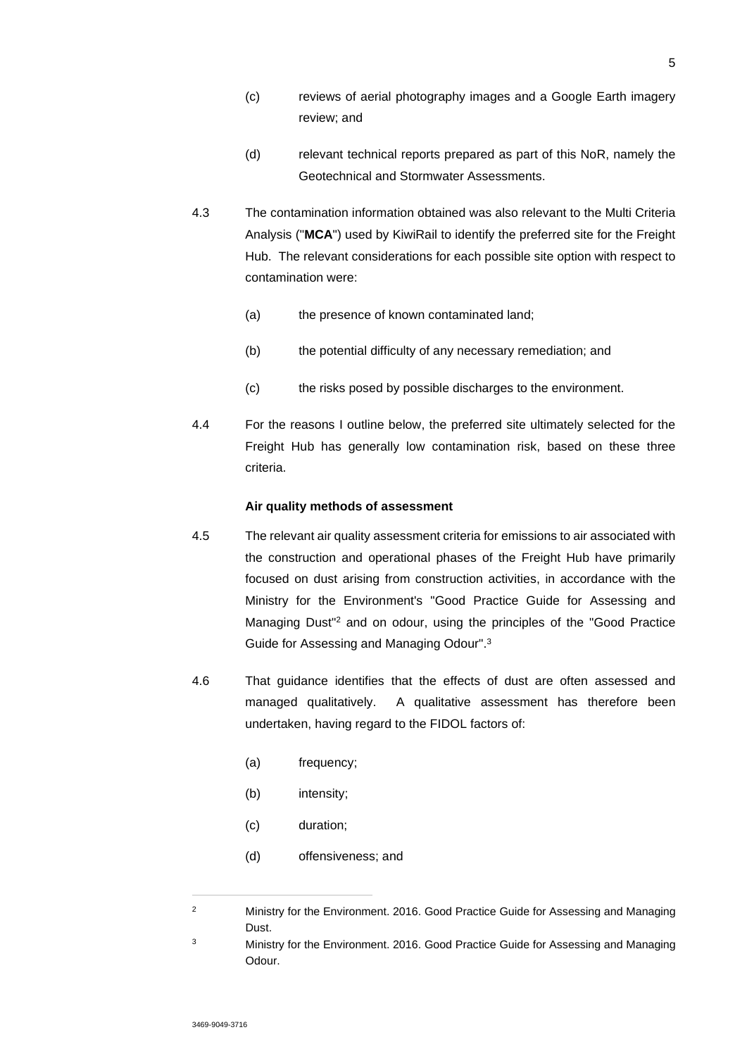(c) reviews of aerial photography images and a Google Earth imagery review; and

(d) relevant technical reports prepared as part of this NoR, namely the Geotechnical and Stormwater Assessments.

4.3 The contamination information obtained was also relevant to the Multi Criteria Analysis ("**MCA**") used by KiwiRail to identify the preferred site for the Freight Hub. The relevant considerations for each possible site option with respect to contamination were:

(a) the presence of known contaminated land;

(b) the potential difficulty of any necessary remediation; and

(c) the risks posed by possible discharges to the environment.

4.4 For the reasons I outline below, the preferred site ultimately selected for the Freight Hub has generally low contamination risk, based on these three criteria.

**Air quality methods of assessment**

4.5 The relevant air quality assessment criteria for emissions to air associated with the construction and operational phases of the Freight Hub have primarily focused on dust arising from construction activities, in accordance with the Ministry for the Environment's "Good Practice Guide for Assessing and Managing Dust"[2] and on odour, using the principles of the "Good Practice Guide for Assessing and Managing Odour".[3]

4.6 That guidance identifies that the effects of dust are often assessed and managed qualitatively. A qualitative assessment has therefore been undertaken, having regard to the FIDOL factors of:

(a) frequency;

(b) intensity;

(c) duration;

(d) offensiveness; and

---

[2] Ministry for the Environment. 2016. Good Practice Guide for Assessing and Managing Dust.

[3] Ministry for the Environment. 2016. Good Practice Guide for Assessing and Managing Odour.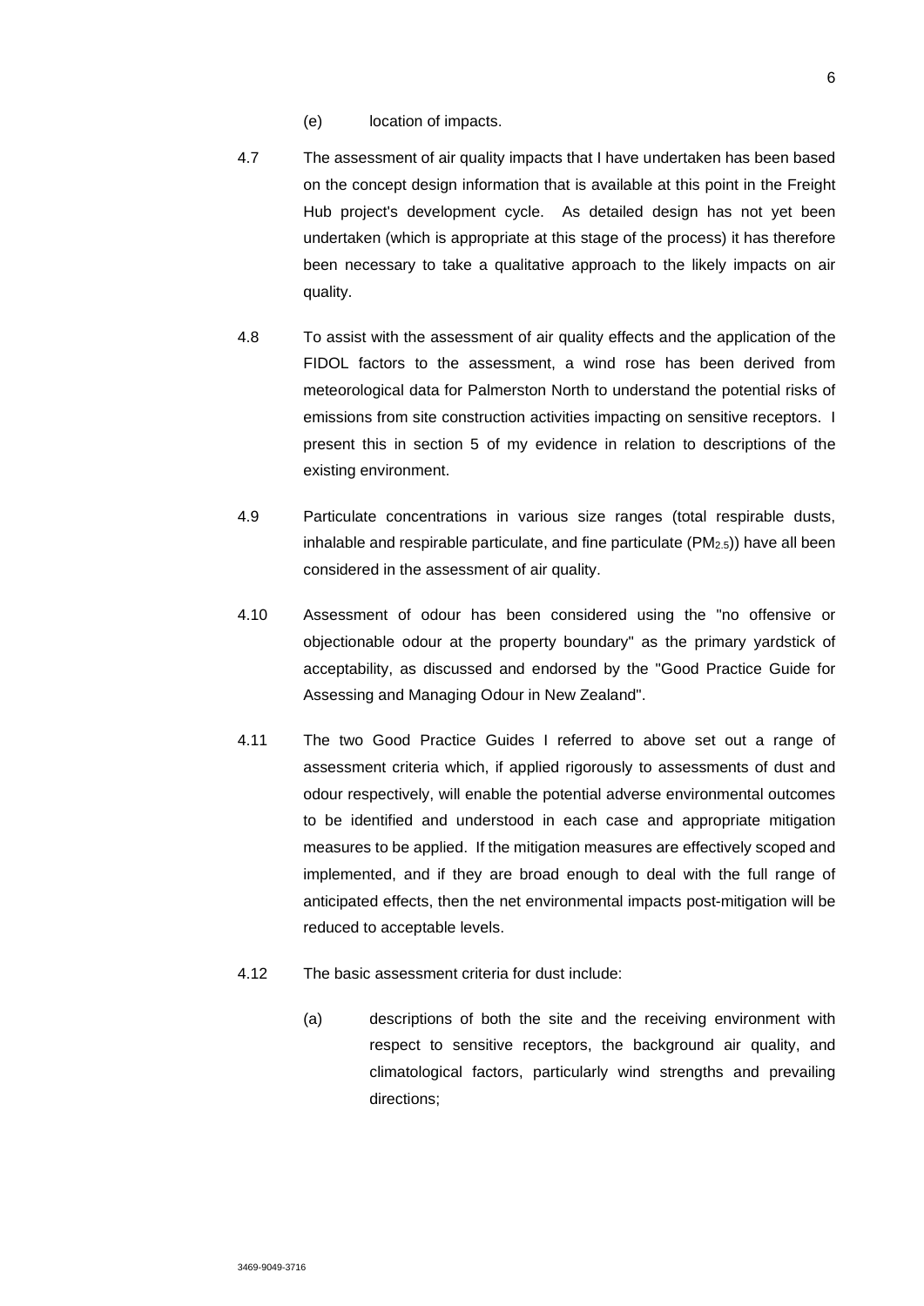(e) location of impacts.

4.7 The assessment of air quality impacts that I have undertaken has been based on the concept design information that is available at this point in the Freight Hub project's development cycle. As detailed design has not yet been undertaken (which is appropriate at this stage of the process) it has therefore been necessary to take a qualitative approach to the likely impacts on air quality.

4.8 To assist with the assessment of air quality effects and the application of the FIDOL factors to the assessment, a wind rose has been derived from meteorological data for Palmerston North to understand the potential risks of emissions from site construction activities impacting on sensitive receptors. I present this in section 5 of my evidence in relation to descriptions of the existing environment.

4.9 Particulate concentrations in various size ranges (total respirable dusts, inhalable and respirable particulate, and fine particulate ($PM_{2.5}$)) have all been considered in the assessment of air quality.

4.10 Assessment of odour has been considered using the "no offensive or objectionable odour at the property boundary" as the primary yardstick of acceptability, as discussed and endorsed by the "Good Practice Guide for Assessing and Managing Odour in New Zealand".

4.11 The two Good Practice Guides I referred to above set out a range of assessment criteria which, if applied rigorously to assessments of dust and odour respectively, will enable the potential adverse environmental outcomes to be identified and understood in each case and appropriate mitigation measures to be applied. If the mitigation measures are effectively scoped and implemented, and if they are broad enough to deal with the full range of anticipated effects, then the net environmental impacts post-mitigation will be reduced to acceptable levels.

4.12 The basic assessment criteria for dust include:

(a) descriptions of both the site and the receiving environment with respect to sensitive receptors, the background air quality, and climatological factors, particularly wind strengths and prevailing directions;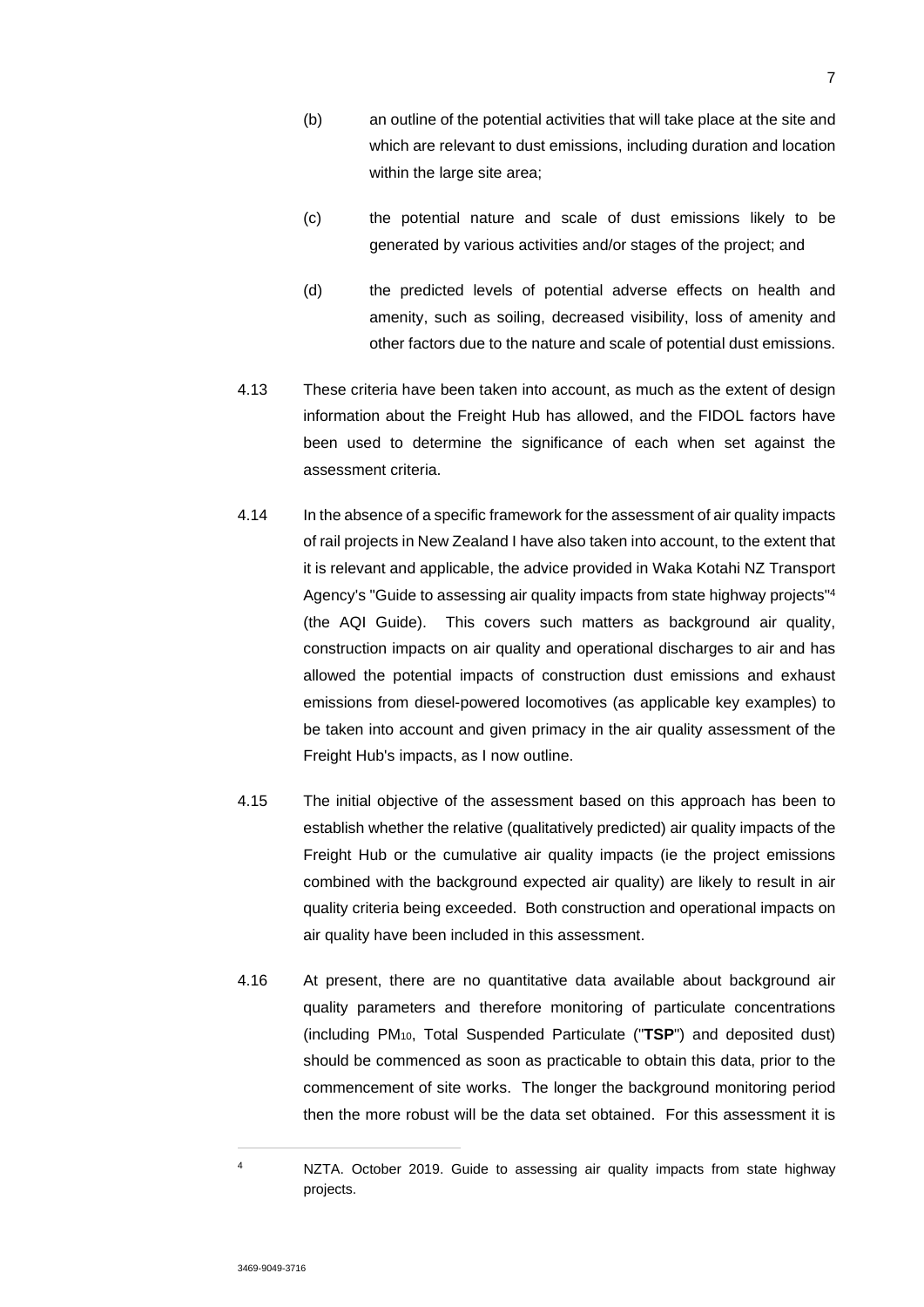(b) an outline of the potential activities that will take place at the site and which are relevant to dust emissions, including duration and location within the large site area;

(c) the potential nature and scale of dust emissions likely to be generated by various activities and/or stages of the project; and

(d) the predicted levels of potential adverse effects on health and amenity, such as soiling, decreased visibility, loss of amenity and other factors due to the nature and scale of potential dust emissions.

4.13 These criteria have been taken into account, as much as the extent of design information about the Freight Hub has allowed, and the FIDOL factors have been used to determine the significance of each when set against the assessment criteria.

4.14 In the absence of a specific framework for the assessment of air quality impacts of rail projects in New Zealand I have also taken into account, to the extent that it is relevant and applicable, the advice provided in Waka Kotahi NZ Transport Agency's "Guide to assessing air quality impacts from state highway projects"[4] (the AQI Guide). This covers such matters as background air quality, construction impacts on air quality and operational discharges to air and has allowed the potential impacts of construction dust emissions and exhaust emissions from diesel-powered locomotives (as applicable key examples) to be taken into account and given primacy in the air quality assessment of the Freight Hub's impacts, as I now outline.

4.15 The initial objective of the assessment based on this approach has been to establish whether the relative (qualitatively predicted) air quality impacts of the Freight Hub or the cumulative air quality impacts (ie the project emissions combined with the background expected air quality) are likely to result in air quality criteria being exceeded. Both construction and operational impacts on air quality have been included in this assessment.

4.16 At present, there are no quantitative data available about background air quality parameters and therefore monitoring of particulate concentrations (including $PM_{10}$, Total Suspended Particulate ("**TSP**") and deposited dust) should be commenced as soon as practicable to obtain this data, prior to the commencement of site works. The longer the background monitoring period then the more robust will be the data set obtained. For this assessment it is

---

[4] NZTA. October 2019. Guide to assessing air quality impacts from state highway projects.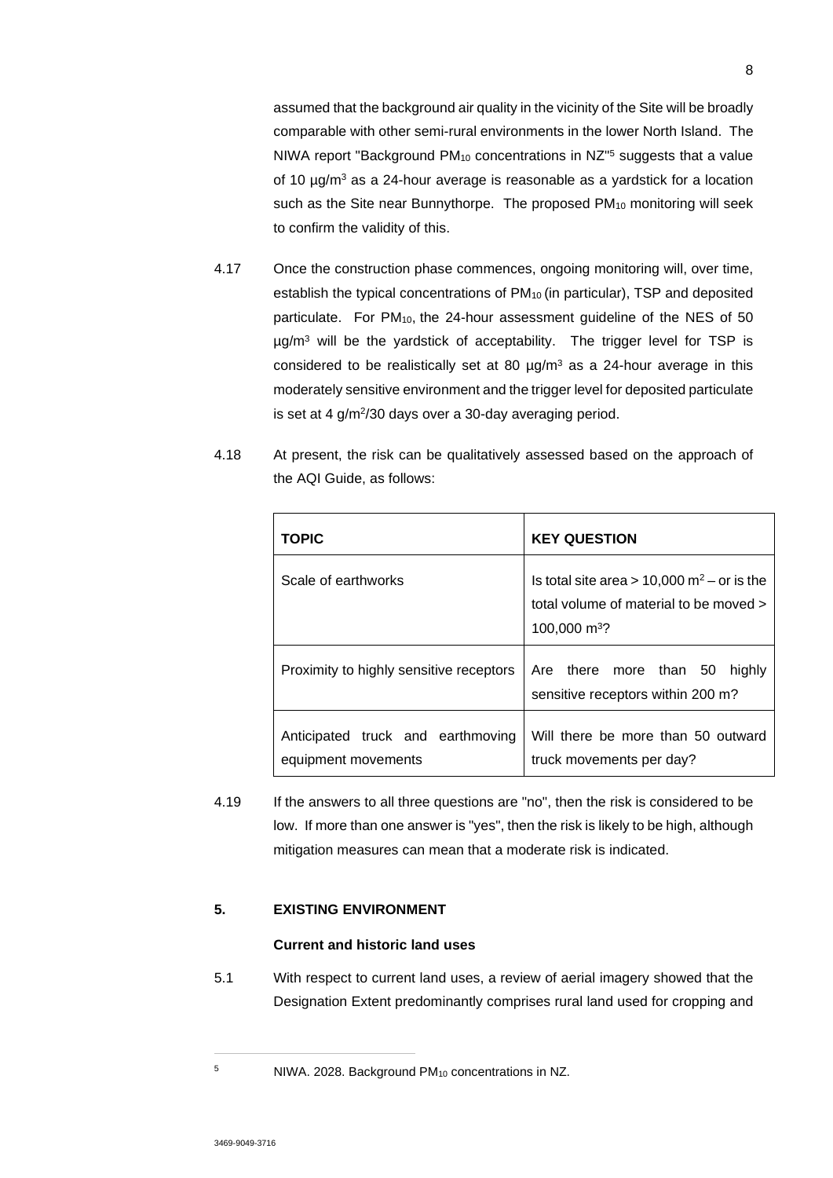assumed that the background air quality in the vicinity of the Site will be broadly comparable with other semi-rural environments in the lower North Island. The NIWA report "Background $PM_{10}$ concentrations in NZ"[5] suggests that a value of 10 µg/m$^3$ as a 24-hour average is reasonable as a yardstick for a location such as the Site near Bunnythorpe. The proposed $PM_{10}$ monitoring will seek to confirm the validity of this.

4.17 Once the construction phase commences, ongoing monitoring will, over time, establish the typical concentrations of $PM_{10}$ (in particular), TSP and deposited particulate. For $PM_{10}$, the 24-hour assessment guideline of the NES of 50 µg/m$^3$ will be the yardstick of acceptability. The trigger level for TSP is considered to be realistically set at 80 µg/m$^3$ as a 24-hour average in this moderately sensitive environment and the trigger level for deposited particulate is set at 4 g/m$^2$/30 days over a 30-day averaging period.

4.18 At present, the risk can be qualitatively assessed based on the approach of the AQI Guide, as follows:

| TOPIC | KEY QUESTION |
|---|---|
| Scale of earthworks | Is total site area > 10,000 m$^2$ – or is the total volume of material to be moved > 100,000 m$^3$? |
| Proximity to highly sensitive receptors | Are there more than 50 highly sensitive receptors within 200 m? |
| Anticipated truck and earthmoving equipment movements | Will there be more than 50 outward truck movements per day? |

4.19 If the answers to all three questions are "no", then the risk is considered to be low. If more than one answer is "yes", then the risk is likely to be high, although mitigation measures can mean that a moderate risk is indicated.

## 5. EXISTING ENVIRONMENT

### Current and historic land uses

5.1 With respect to current land uses, a review of aerial imagery showed that the Designation Extent predominantly comprises rural land used for cropping and

---

[5] NIWA. 2028. Background $PM_{10}$ concentrations in NZ.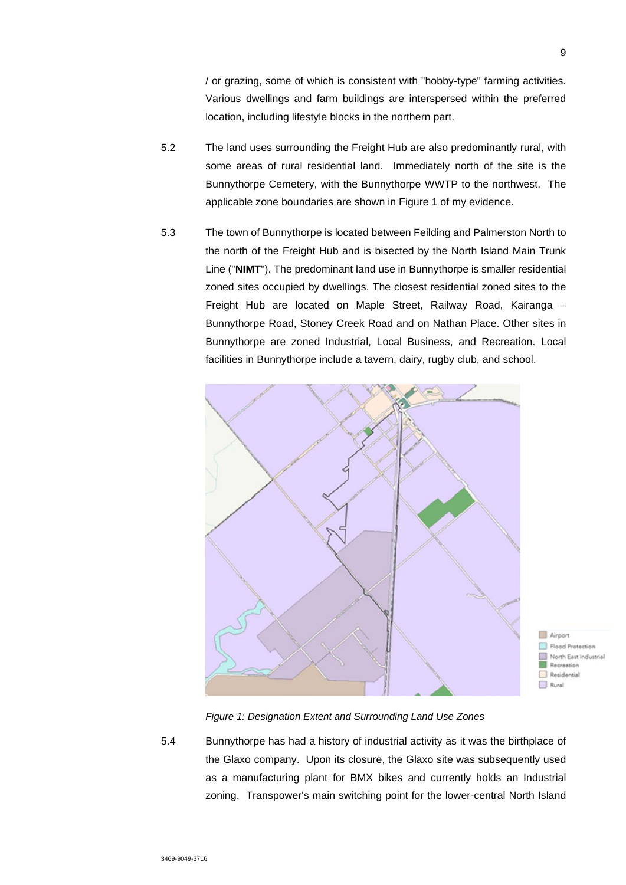/ or grazing, some of which is consistent with "hobby-type" farming activities. Various dwellings and farm buildings are interspersed within the preferred location, including lifestyle blocks in the northern part.

5.2 The land uses surrounding the Freight Hub are also predominantly rural, with some areas of rural residential land. Immediately north of the site is the Bunnythorpe Cemetery, with the Bunnythorpe WWTP to the northwest. The applicable zone boundaries are shown in Figure 1 of my evidence.

5.3 The town of Bunnythorpe is located between Feilding and Palmerston North to the north of the Freight Hub and is bisected by the North Island Main Trunk Line ("**NIMT**"). The predominant land use in Bunnythorpe is smaller residential zoned sites occupied by dwellings. The closest residential zoned sites to the Freight Hub are located on Maple Street, Railway Road, Kairanga – Bunnythorpe Road, Stoney Creek Road and on Nathan Place. Other sites in Bunnythorpe are zoned Industrial, Local Business, and Recreation. Local facilities in Bunnythorpe include a tavern, dairy, rugby club, and school.

*Figure 1: Designation Extent and Surrounding Land Use Zones*

5.4 Bunnythorpe has had a history of industrial activity as it was the birthplace of the Glaxo company. Upon its closure, the Glaxo site was subsequently used as a manufacturing plant for BMX bikes and currently holds an Industrial zoning. Transpower's main switching point for the lower-central North Island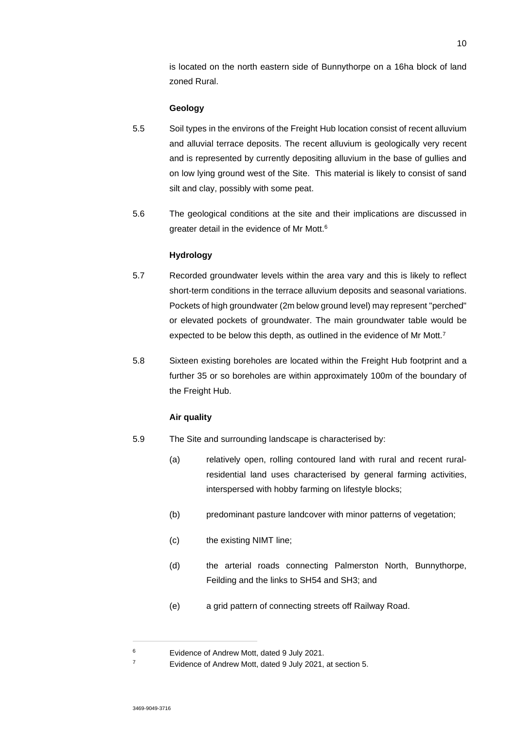is located on the north eastern side of Bunnythorpe on a 16ha block of land zoned Rural.

**Geology**

5.5 Soil types in the environs of the Freight Hub location consist of recent alluvium and alluvial terrace deposits. The recent alluvium is geologically very recent and is represented by currently depositing alluvium in the base of gullies and on low lying ground west of the Site. This material is likely to consist of sand silt and clay, possibly with some peat.

5.6 The geological conditions at the site and their implications are discussed in greater detail in the evidence of Mr Mott.[6]

**Hydrology**

5.7 Recorded groundwater levels within the area vary and this is likely to reflect short-term conditions in the terrace alluvium deposits and seasonal variations. Pockets of high groundwater (2m below ground level) may represent "perched" or elevated pockets of groundwater. The main groundwater table would be expected to be below this depth, as outlined in the evidence of Mr Mott.[7]

5.8 Sixteen existing boreholes are located within the Freight Hub footprint and a further 35 or so boreholes are within approximately 100m of the boundary of the Freight Hub.

**Air quality**

5.9 The Site and surrounding landscape is characterised by:

(a) relatively open, rolling contoured land with rural and recent rural-residential land uses characterised by general farming activities, interspersed with hobby farming on lifestyle blocks;

(b) predominant pasture landcover with minor patterns of vegetation;

(c) the existing NIMT line;

(d) the arterial roads connecting Palmerston North, Bunnythorpe, Feilding and the links to SH54 and SH3; and

(e) a grid pattern of connecting streets off Railway Road.

---

[6] Evidence of Andrew Mott, dated 9 July 2021.

[7] Evidence of Andrew Mott, dated 9 July 2021, at section 5.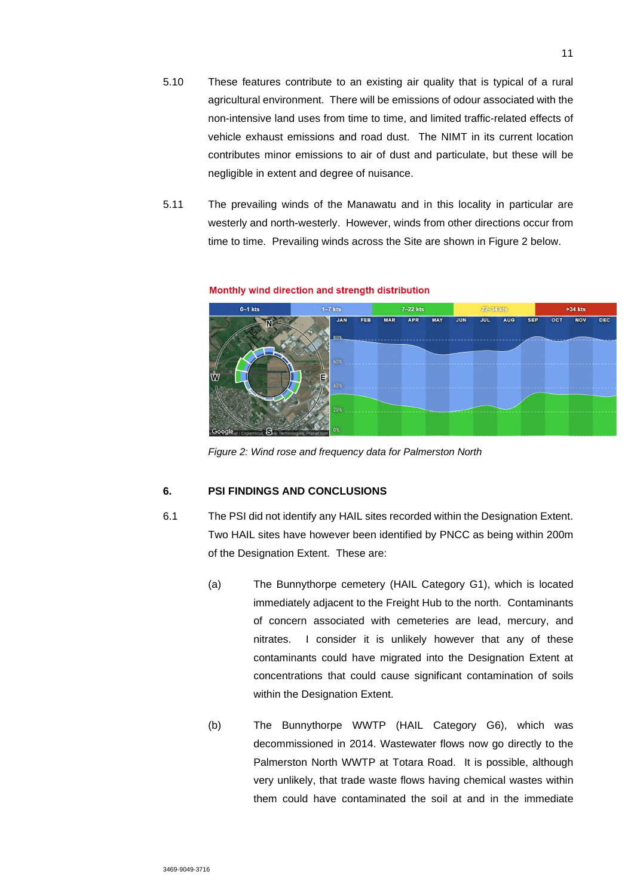5.10 These features contribute to an existing air quality that is typical of a rural agricultural environment. There will be emissions of odour associated with the non-intensive land uses from time to time, and limited traffic-related effects of vehicle exhaust emissions and road dust. The NIMT in its current location contributes minor emissions to air of dust and particulate, but these will be negligible in extent and degree of nuisance.

5.11 The prevailing winds of the Manawatu and in this locality in particular are westerly and north-westerly. However, winds from other directions occur from time to time. Prevailing winds across the Site are shown in Figure 2 below.

Monthly wind direction and strength distribution

*Figure 2: Wind rose and frequency data for Palmerston North*

## 6. PSI FINDINGS AND CONCLUSIONS

6.1 The PSI did not identify any HAIL sites recorded within the Designation Extent. Two HAIL sites have however been identified by PNCC as being within 200m of the Designation Extent. These are:

(a) The Bunnythorpe cemetery (HAIL Category G1), which is located immediately adjacent to the Freight Hub to the north. Contaminants of concern associated with cemeteries are lead, mercury, and nitrates. I consider it is unlikely however that any of these contaminants could have migrated into the Designation Extent at concentrations that could cause significant contamination of soils within the Designation Extent.

(b) The Bunnythorpe WWTP (HAIL Category G6), which was decommissioned in 2014. Wastewater flows now go directly to the Palmerston North WWTP at Totara Road. It is possible, although very unlikely, that trade waste flows having chemical wastes within them could have contaminated the soil at and in the immediate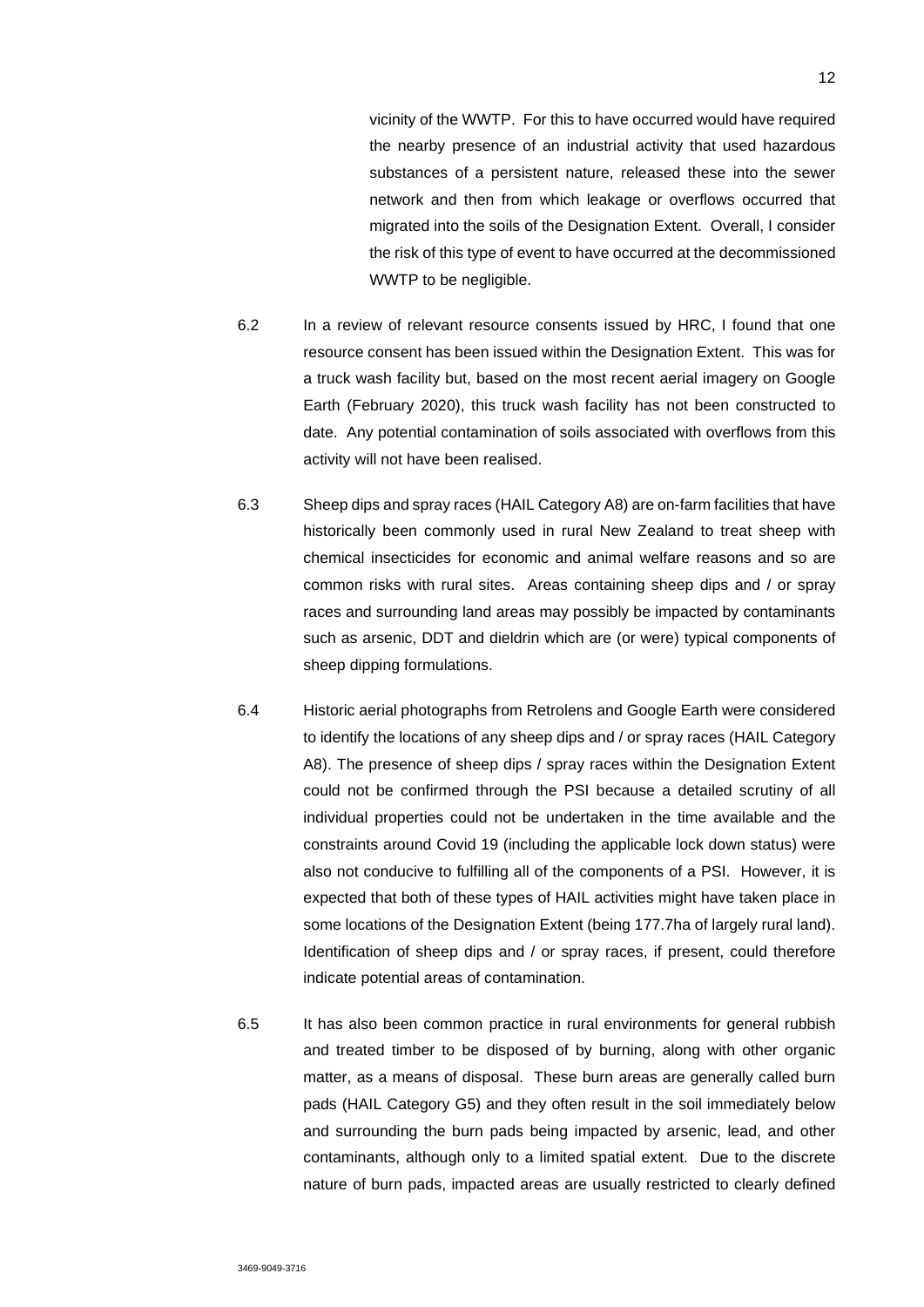vicinity of the WWTP. For this to have occurred would have required the nearby presence of an industrial activity that used hazardous substances of a persistent nature, released these into the sewer network and then from which leakage or overflows occurred that migrated into the soils of the Designation Extent. Overall, I consider the risk of this type of event to have occurred at the decommissioned WWTP to be negligible.

6.2 In a review of relevant resource consents issued by HRC, I found that one resource consent has been issued within the Designation Extent. This was for a truck wash facility but, based on the most recent aerial imagery on Google Earth (February 2020), this truck wash facility has not been constructed to date. Any potential contamination of soils associated with overflows from this activity will not have been realised.

6.3 Sheep dips and spray races (HAIL Category A8) are on-farm facilities that have historically been commonly used in rural New Zealand to treat sheep with chemical insecticides for economic and animal welfare reasons and so are common risks with rural sites. Areas containing sheep dips and / or spray races and surrounding land areas may possibly be impacted by contaminants such as arsenic, DDT and dieldrin which are (or were) typical components of sheep dipping formulations.

6.4 Historic aerial photographs from Retrolens and Google Earth were considered to identify the locations of any sheep dips and / or spray races (HAIL Category A8). The presence of sheep dips / spray races within the Designation Extent could not be confirmed through the PSI because a detailed scrutiny of all individual properties could not be undertaken in the time available and the constraints around Covid 19 (including the applicable lock down status) were also not conducive to fulfilling all of the components of a PSI. However, it is expected that both of these types of HAIL activities might have taken place in some locations of the Designation Extent (being 177.7ha of largely rural land). Identification of sheep dips and / or spray races, if present, could therefore indicate potential areas of contamination.

6.5 It has also been common practice in rural environments for general rubbish and treated timber to be disposed of by burning, along with other organic matter, as a means of disposal. These burn areas are generally called burn pads (HAIL Category G5) and they often result in the soil immediately below and surrounding the burn pads being impacted by arsenic, lead, and other contaminants, although only to a limited spatial extent. Due to the discrete nature of burn pads, impacted areas are usually restricted to clearly defined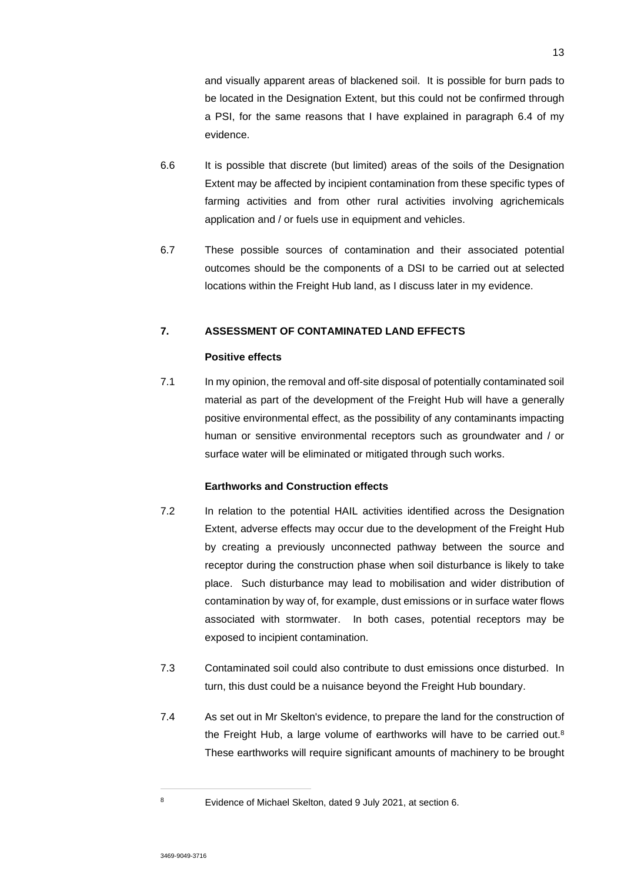and visually apparent areas of blackened soil. It is possible for burn pads to be located in the Designation Extent, but this could not be confirmed through a PSI, for the same reasons that I have explained in paragraph 6.4 of my evidence.

6.6 It is possible that discrete (but limited) areas of the soils of the Designation Extent may be affected by incipient contamination from these specific types of farming activities and from other rural activities involving agrichemicals application and / or fuels use in equipment and vehicles.

6.7 These possible sources of contamination and their associated potential outcomes should be the components of a DSI to be carried out at selected locations within the Freight Hub land, as I discuss later in my evidence.

## 7. ASSESSMENT OF CONTAMINATED LAND EFFECTS

### Positive effects

7.1 In my opinion, the removal and off-site disposal of potentially contaminated soil material as part of the development of the Freight Hub will have a generally positive environmental effect, as the possibility of any contaminants impacting human or sensitive environmental receptors such as groundwater and / or surface water will be eliminated or mitigated through such works.

### Earthworks and Construction effects

7.2 In relation to the potential HAIL activities identified across the Designation Extent, adverse effects may occur due to the development of the Freight Hub by creating a previously unconnected pathway between the source and receptor during the construction phase when soil disturbance is likely to take place. Such disturbance may lead to mobilisation and wider distribution of contamination by way of, for example, dust emissions or in surface water flows associated with stormwater. In both cases, potential receptors may be exposed to incipient contamination.

7.3 Contaminated soil could also contribute to dust emissions once disturbed. In turn, this dust could be a nuisance beyond the Freight Hub boundary.

7.4 As set out in Mr Skelton's evidence, to prepare the land for the construction of the Freight Hub, a large volume of earthworks will have to be carried out.[8] These earthworks will require significant amounts of machinery to be brought

---

[8] Evidence of Michael Skelton, dated 9 July 2021, at section 6.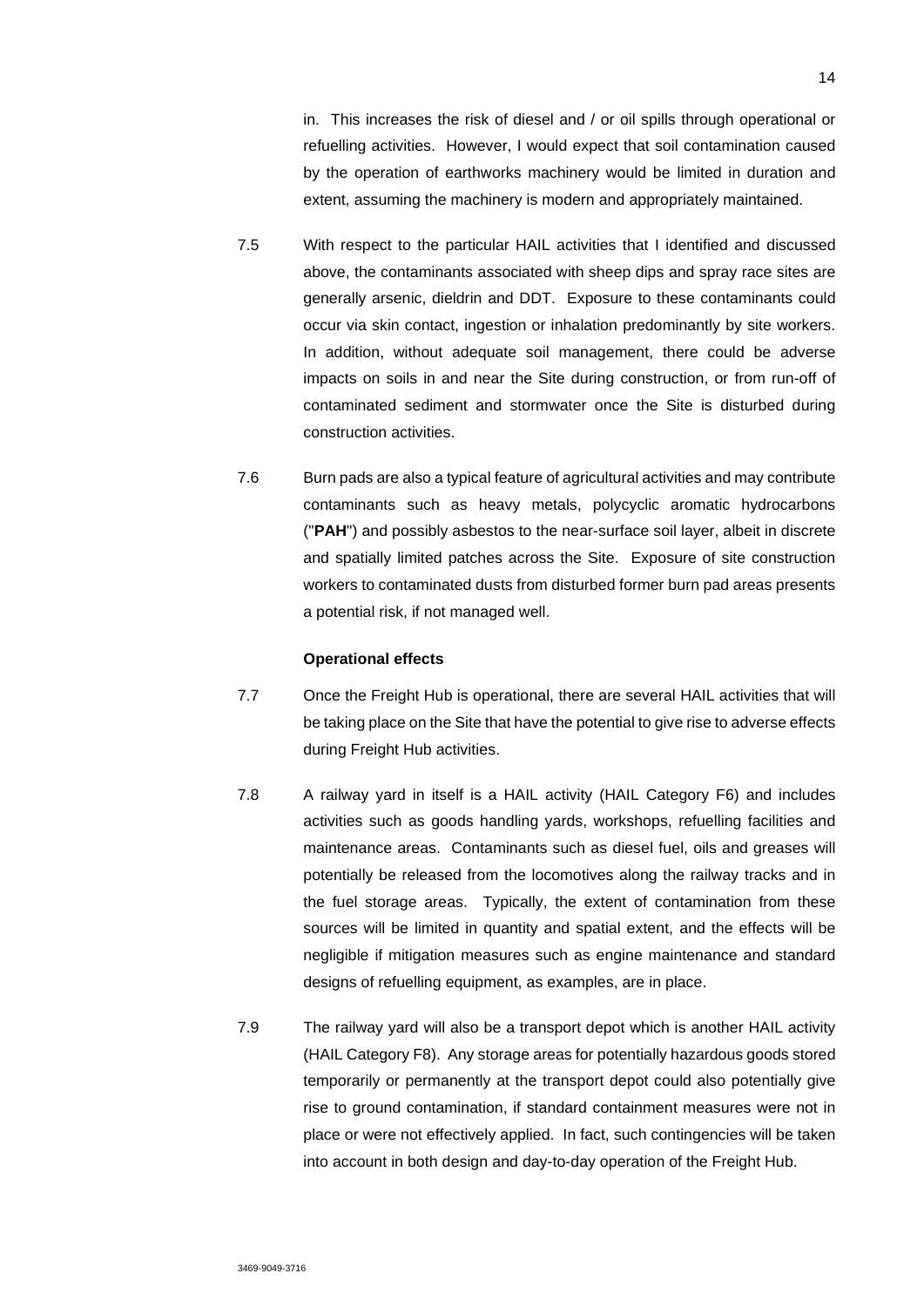in. This increases the risk of diesel and / or oil spills through operational or refuelling activities. However, I would expect that soil contamination caused by the operation of earthworks machinery would be limited in duration and extent, assuming the machinery is modern and appropriately maintained.

7.5 With respect to the particular HAIL activities that I identified and discussed above, the contaminants associated with sheep dips and spray race sites are generally arsenic, dieldrin and DDT. Exposure to these contaminants could occur via skin contact, ingestion or inhalation predominantly by site workers. In addition, without adequate soil management, there could be adverse impacts on soils in and near the Site during construction, or from run-off of contaminated sediment and stormwater once the Site is disturbed during construction activities.

7.6 Burn pads are also a typical feature of agricultural activities and may contribute contaminants such as heavy metals, polycyclic aromatic hydrocarbons ("**PAH**") and possibly asbestos to the near-surface soil layer, albeit in discrete and spatially limited patches across the Site. Exposure of site construction workers to contaminated dusts from disturbed former burn pad areas presents a potential risk, if not managed well.

**Operational effects**

7.7 Once the Freight Hub is operational, there are several HAIL activities that will be taking place on the Site that have the potential to give rise to adverse effects during Freight Hub activities.

7.8 A railway yard in itself is a HAIL activity (HAIL Category F6) and includes activities such as goods handling yards, workshops, refuelling facilities and maintenance areas. Contaminants such as diesel fuel, oils and greases will potentially be released from the locomotives along the railway tracks and in the fuel storage areas. Typically, the extent of contamination from these sources will be limited in quantity and spatial extent, and the effects will be negligible if mitigation measures such as engine maintenance and standard designs of refuelling equipment, as examples, are in place.

7.9 The railway yard will also be a transport depot which is another HAIL activity (HAIL Category F8). Any storage areas for potentially hazardous goods stored temporarily or permanently at the transport depot could also potentially give rise to ground contamination, if standard containment measures were not in place or were not effectively applied. In fact, such contingencies will be taken into account in both design and day-to-day operation of the Freight Hub.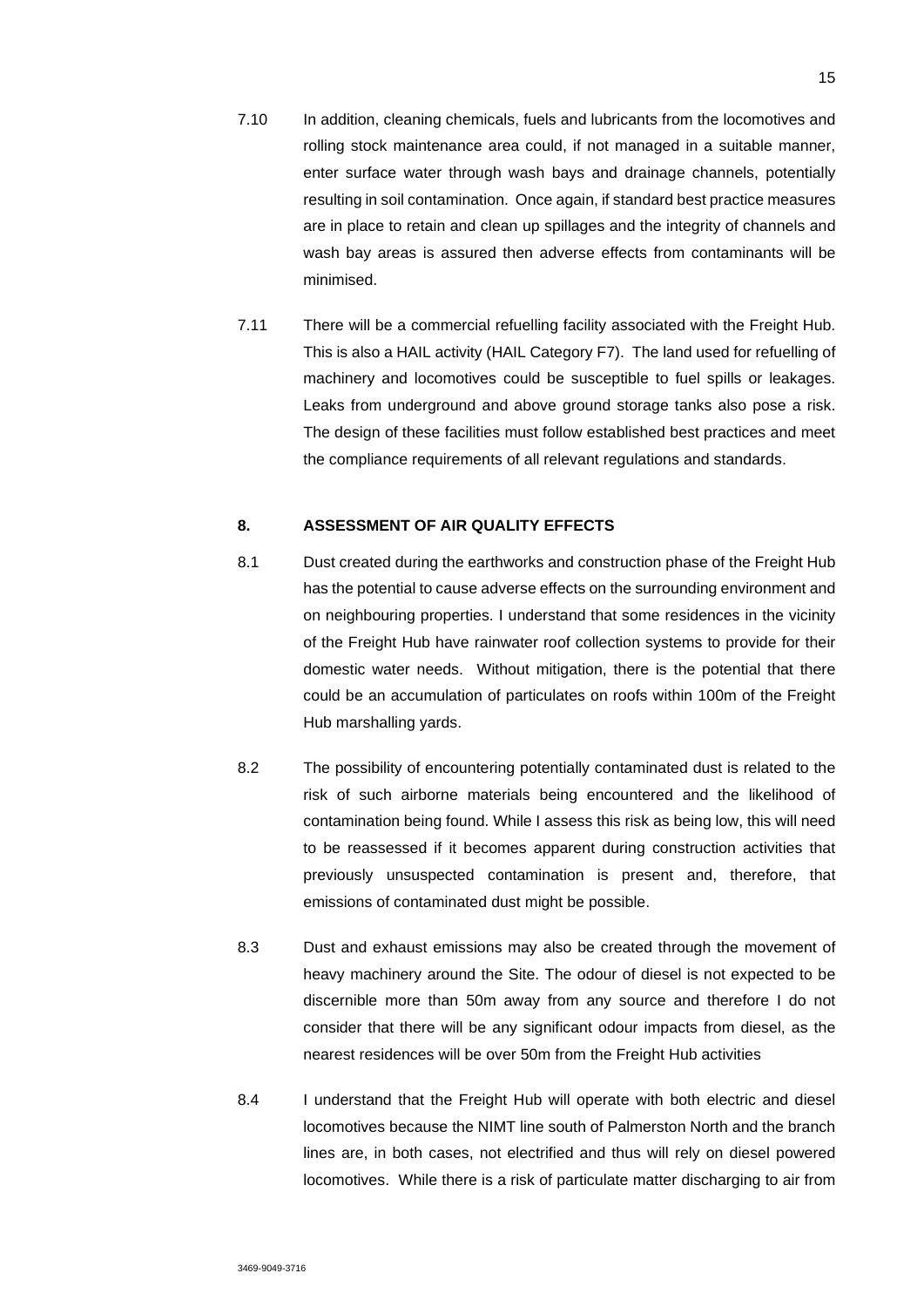7.10 In addition, cleaning chemicals, fuels and lubricants from the locomotives and rolling stock maintenance area could, if not managed in a suitable manner, enter surface water through wash bays and drainage channels, potentially resulting in soil contamination. Once again, if standard best practice measures are in place to retain and clean up spillages and the integrity of channels and wash bay areas is assured then adverse effects from contaminants will be minimised.

7.11 There will be a commercial refuelling facility associated with the Freight Hub. This is also a HAIL activity (HAIL Category F7). The land used for refuelling of machinery and locomotives could be susceptible to fuel spills or leakages. Leaks from underground and above ground storage tanks also pose a risk. The design of these facilities must follow established best practices and meet the compliance requirements of all relevant regulations and standards.

## 8. ASSESSMENT OF AIR QUALITY EFFECTS

8.1 Dust created during the earthworks and construction phase of the Freight Hub has the potential to cause adverse effects on the surrounding environment and on neighbouring properties. I understand that some residences in the vicinity of the Freight Hub have rainwater roof collection systems to provide for their domestic water needs. Without mitigation, there is the potential that there could be an accumulation of particulates on roofs within 100m of the Freight Hub marshalling yards.

8.2 The possibility of encountering potentially contaminated dust is related to the risk of such airborne materials being encountered and the likelihood of contamination being found. While I assess this risk as being low, this will need to be reassessed if it becomes apparent during construction activities that previously unsuspected contamination is present and, therefore, that emissions of contaminated dust might be possible.

8.3 Dust and exhaust emissions may also be created through the movement of heavy machinery around the Site. The odour of diesel is not expected to be discernible more than 50m away from any source and therefore I do not consider that there will be any significant odour impacts from diesel, as the nearest residences will be over 50m from the Freight Hub activities

8.4 I understand that the Freight Hub will operate with both electric and diesel locomotives because the NIMT line south of Palmerston North and the branch lines are, in both cases, not electrified and thus will rely on diesel powered locomotives. While there is a risk of particulate matter discharging to air from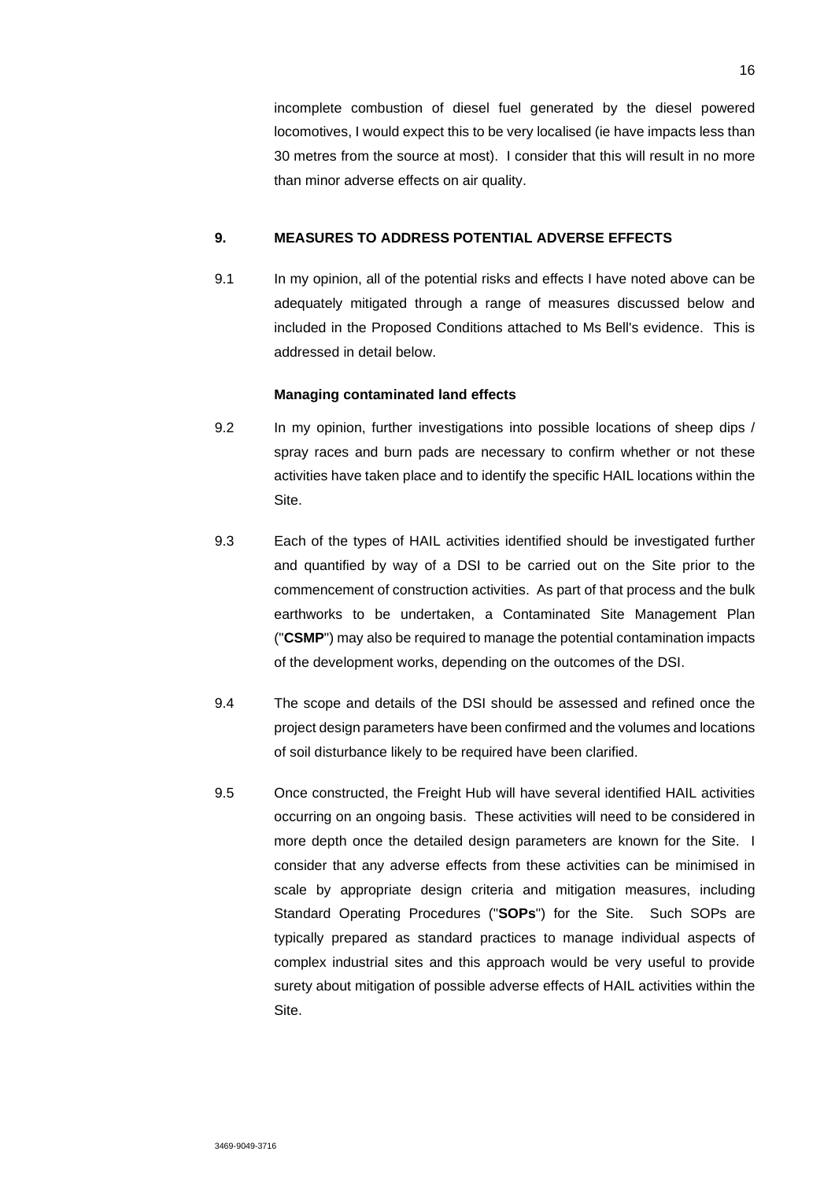incomplete combustion of diesel fuel generated by the diesel powered locomotives, I would expect this to be very localised (ie have impacts less than 30 metres from the source at most). I consider that this will result in no more than minor adverse effects on air quality.

## 9. MEASURES TO ADDRESS POTENTIAL ADVERSE EFFECTS

9.1 In my opinion, all of the potential risks and effects I have noted above can be adequately mitigated through a range of measures discussed below and included in the Proposed Conditions attached to Ms Bell's evidence. This is addressed in detail below.

### Managing contaminated land effects

9.2 In my opinion, further investigations into possible locations of sheep dips / spray races and burn pads are necessary to confirm whether or not these activities have taken place and to identify the specific HAIL locations within the Site.

9.3 Each of the types of HAIL activities identified should be investigated further and quantified by way of a DSI to be carried out on the Site prior to the commencement of construction activities. As part of that process and the bulk earthworks to be undertaken, a Contaminated Site Management Plan ("**CSMP**") may also be required to manage the potential contamination impacts of the development works, depending on the outcomes of the DSI.

9.4 The scope and details of the DSI should be assessed and refined once the project design parameters have been confirmed and the volumes and locations of soil disturbance likely to be required have been clarified.

9.5 Once constructed, the Freight Hub will have several identified HAIL activities occurring on an ongoing basis. These activities will need to be considered in more depth once the detailed design parameters are known for the Site. I consider that any adverse effects from these activities can be minimised in scale by appropriate design criteria and mitigation measures, including Standard Operating Procedures ("**SOPs**") for the Site. Such SOPs are typically prepared as standard practices to manage individual aspects of complex industrial sites and this approach would be very useful to provide surety about mitigation of possible adverse effects of HAIL activities within the Site.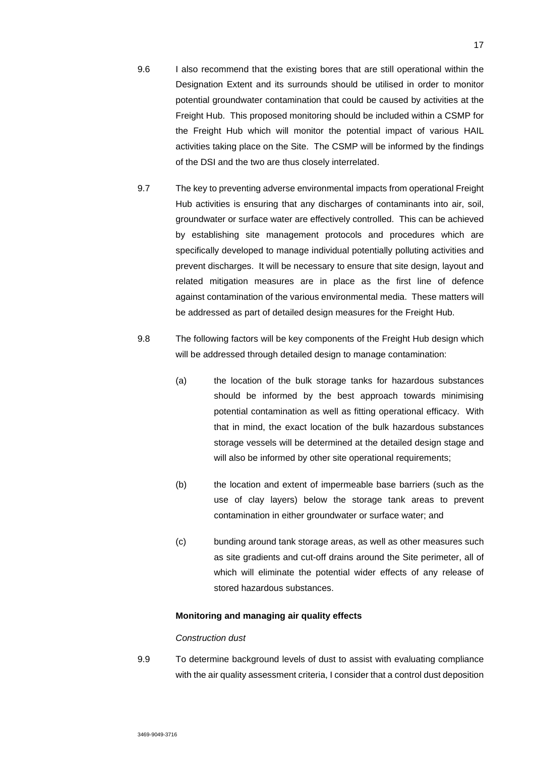9.6 I also recommend that the existing bores that are still operational within the Designation Extent and its surrounds should be utilised in order to monitor potential groundwater contamination that could be caused by activities at the Freight Hub. This proposed monitoring should be included within a CSMP for the Freight Hub which will monitor the potential impact of various HAIL activities taking place on the Site. The CSMP will be informed by the findings of the DSI and the two are thus closely interrelated.

9.7 The key to preventing adverse environmental impacts from operational Freight Hub activities is ensuring that any discharges of contaminants into air, soil, groundwater or surface water are effectively controlled. This can be achieved by establishing site management protocols and procedures which are specifically developed to manage individual potentially polluting activities and prevent discharges. It will be necessary to ensure that site design, layout and related mitigation measures are in place as the first line of defence against contamination of the various environmental media. These matters will be addressed as part of detailed design measures for the Freight Hub.

9.8 The following factors will be key components of the Freight Hub design which will be addressed through detailed design to manage contamination:

(a) the location of the bulk storage tanks for hazardous substances should be informed by the best approach towards minimising potential contamination as well as fitting operational efficacy. With that in mind, the exact location of the bulk hazardous substances storage vessels will be determined at the detailed design stage and will also be informed by other site operational requirements;

(b) the location and extent of impermeable base barriers (such as the use of clay layers) below the storage tank areas to prevent contamination in either groundwater or surface water; and

(c) bunding around tank storage areas, as well as other measures such as site gradients and cut-off drains around the Site perimeter, all of which will eliminate the potential wider effects of any release of stored hazardous substances.

**Monitoring and managing air quality effects**

*Construction dust*

9.9 To determine background levels of dust to assist with evaluating compliance with the air quality assessment criteria, I consider that a control dust deposition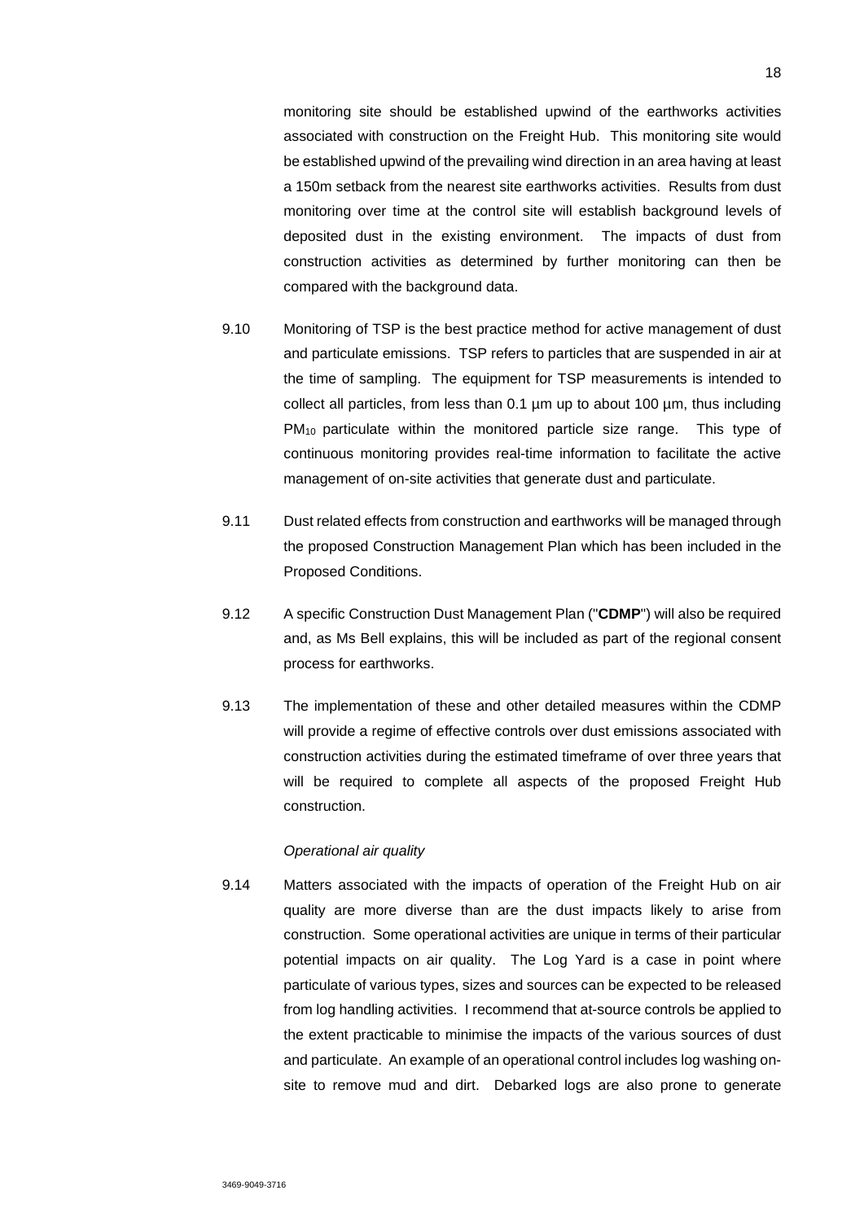monitoring site should be established upwind of the earthworks activities associated with construction on the Freight Hub. This monitoring site would be established upwind of the prevailing wind direction in an area having at least a 150m setback from the nearest site earthworks activities. Results from dust monitoring over time at the control site will establish background levels of deposited dust in the existing environment. The impacts of dust from construction activities as determined by further monitoring can then be compared with the background data.

9.10 Monitoring of TSP is the best practice method for active management of dust and particulate emissions. TSP refers to particles that are suspended in air at the time of sampling. The equipment for TSP measurements is intended to collect all particles, from less than 0.1 µm up to about 100 µm, thus including $PM_{10}$ particulate within the monitored particle size range. This type of continuous monitoring provides real-time information to facilitate the active management of on-site activities that generate dust and particulate.

9.11 Dust related effects from construction and earthworks will be managed through the proposed Construction Management Plan which has been included in the Proposed Conditions.

9.12 A specific Construction Dust Management Plan ("**CDMP**") will also be required and, as Ms Bell explains, this will be included as part of the regional consent process for earthworks.

9.13 The implementation of these and other detailed measures within the CDMP will provide a regime of effective controls over dust emissions associated with construction activities during the estimated timeframe of over three years that will be required to complete all aspects of the proposed Freight Hub construction.

*Operational air quality*

9.14 Matters associated with the impacts of operation of the Freight Hub on air quality are more diverse than are the dust impacts likely to arise from construction. Some operational activities are unique in terms of their particular potential impacts on air quality. The Log Yard is a case in point where particulate of various types, sizes and sources can be expected to be released from log handling activities. I recommend that at-source controls be applied to the extent practicable to minimise the impacts of the various sources of dust and particulate. An example of an operational control includes log washing on-site to remove mud and dirt. Debarked logs are also prone to generate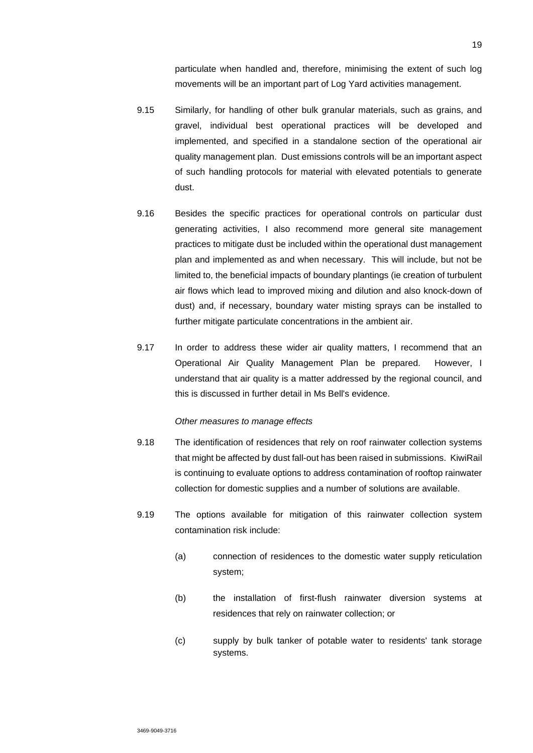particulate when handled and, therefore, minimising the extent of such log movements will be an important part of Log Yard activities management.

9.15 Similarly, for handling of other bulk granular materials, such as grains, and gravel, individual best operational practices will be developed and implemented, and specified in a standalone section of the operational air quality management plan. Dust emissions controls will be an important aspect of such handling protocols for material with elevated potentials to generate dust.

9.16 Besides the specific practices for operational controls on particular dust generating activities, I also recommend more general site management practices to mitigate dust be included within the operational dust management plan and implemented as and when necessary. This will include, but not be limited to, the beneficial impacts of boundary plantings (ie creation of turbulent air flows which lead to improved mixing and dilution and also knock-down of dust) and, if necessary, boundary water misting sprays can be installed to further mitigate particulate concentrations in the ambient air.

9.17 In order to address these wider air quality matters, I recommend that an Operational Air Quality Management Plan be prepared. However, I understand that air quality is a matter addressed by the regional council, and this is discussed in further detail in Ms Bell's evidence.

*Other measures to manage effects*

9.18 The identification of residences that rely on roof rainwater collection systems that might be affected by dust fall-out has been raised in submissions. KiwiRail is continuing to evaluate options to address contamination of rooftop rainwater collection for domestic supplies and a number of solutions are available.

9.19 The options available for mitigation of this rainwater collection system contamination risk include:

(a) connection of residences to the domestic water supply reticulation system;

(b) the installation of first-flush rainwater diversion systems at residences that rely on rainwater collection; or

(c) supply by bulk tanker of potable water to residents' tank storage systems.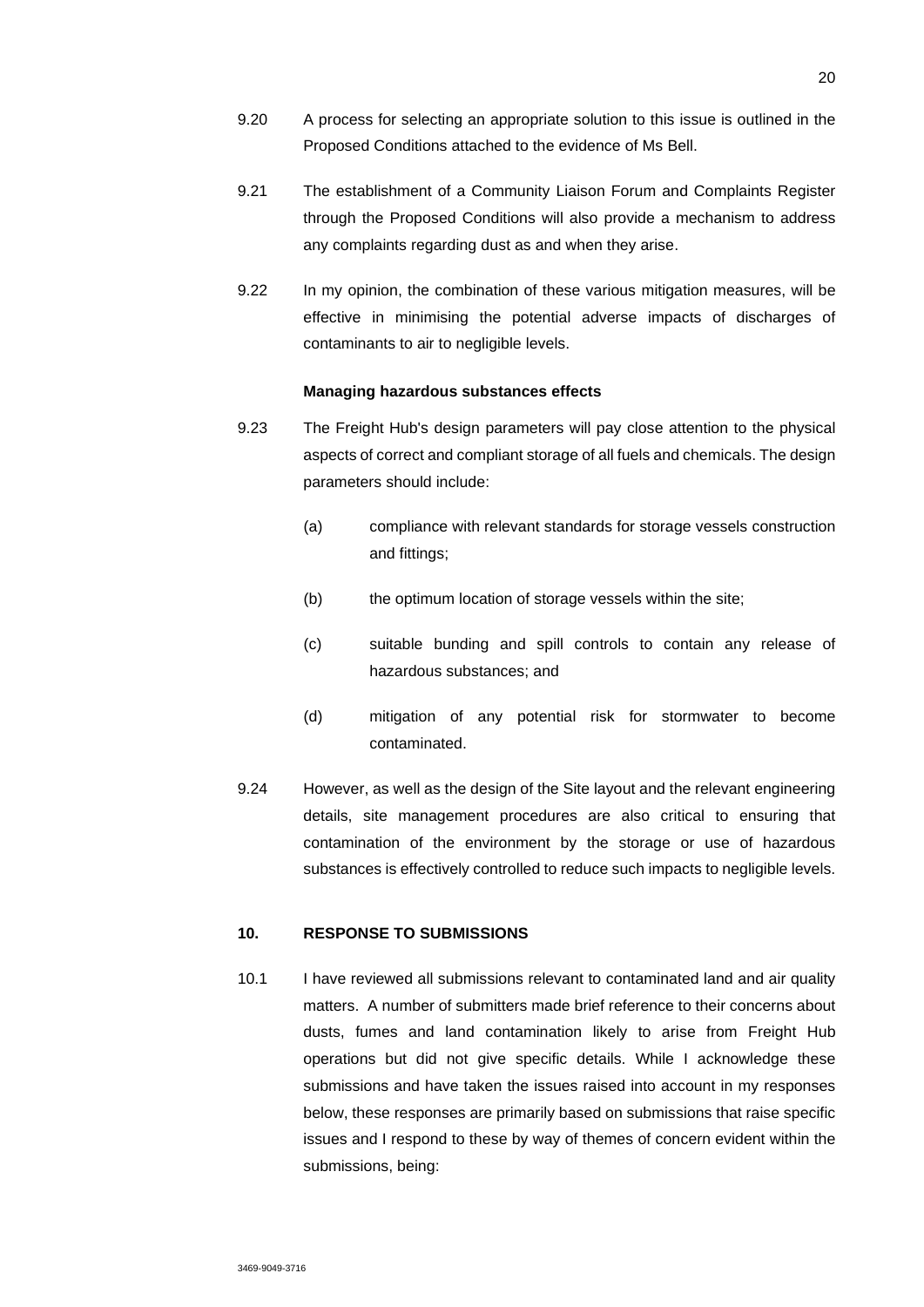9.20 A process for selecting an appropriate solution to this issue is outlined in the Proposed Conditions attached to the evidence of Ms Bell.

9.21 The establishment of a Community Liaison Forum and Complaints Register through the Proposed Conditions will also provide a mechanism to address any complaints regarding dust as and when they arise.

9.22 In my opinion, the combination of these various mitigation measures, will be effective in minimising the potential adverse impacts of discharges of contaminants to air to negligible levels.

**Managing hazardous substances effects**

9.23 The Freight Hub's design parameters will pay close attention to the physical aspects of correct and compliant storage of all fuels and chemicals. The design parameters should include:

(a) compliance with relevant standards for storage vessels construction and fittings;

(b) the optimum location of storage vessels within the site;

(c) suitable bunding and spill controls to contain any release of hazardous substances; and

(d) mitigation of any potential risk for stormwater to become contaminated.

9.24 However, as well as the design of the Site layout and the relevant engineering details, site management procedures are also critical to ensuring that contamination of the environment by the storage or use of hazardous substances is effectively controlled to reduce such impacts to negligible levels.

## 10. RESPONSE TO SUBMISSIONS

10.1 I have reviewed all submissions relevant to contaminated land and air quality matters. A number of submitters made brief reference to their concerns about dusts, fumes and land contamination likely to arise from Freight Hub operations but did not give specific details. While I acknowledge these submissions and have taken the issues raised into account in my responses below, these responses are primarily based on submissions that raise specific issues and I respond to these by way of themes of concern evident within the submissions, being: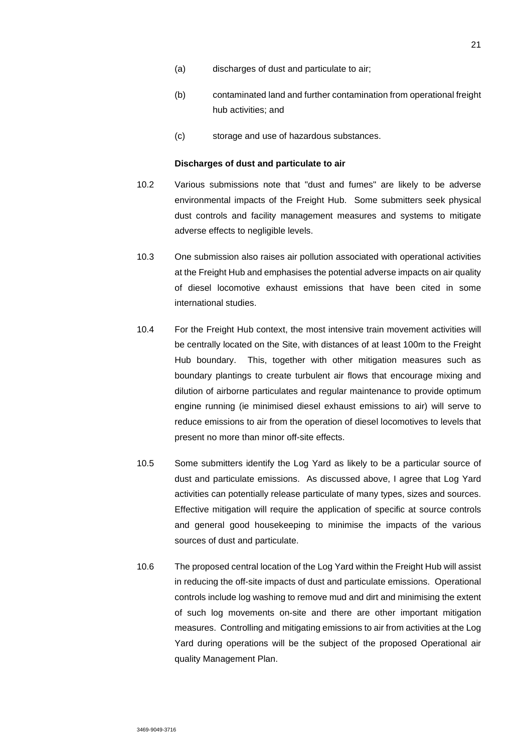(a) discharges of dust and particulate to air;

(b) contaminated land and further contamination from operational freight hub activities; and

(c) storage and use of hazardous substances.

**Discharges of dust and particulate to air**

10.2 Various submissions note that "dust and fumes" are likely to be adverse environmental impacts of the Freight Hub. Some submitters seek physical dust controls and facility management measures and systems to mitigate adverse effects to negligible levels.

10.3 One submission also raises air pollution associated with operational activities at the Freight Hub and emphasises the potential adverse impacts on air quality of diesel locomotive exhaust emissions that have been cited in some international studies.

10.4 For the Freight Hub context, the most intensive train movement activities will be centrally located on the Site, with distances of at least 100m to the Freight Hub boundary. This, together with other mitigation measures such as boundary plantings to create turbulent air flows that encourage mixing and dilution of airborne particulates and regular maintenance to provide optimum engine running (ie minimised diesel exhaust emissions to air) will serve to reduce emissions to air from the operation of diesel locomotives to levels that present no more than minor off-site effects.

10.5 Some submitters identify the Log Yard as likely to be a particular source of dust and particulate emissions. As discussed above, I agree that Log Yard activities can potentially release particulate of many types, sizes and sources. Effective mitigation will require the application of specific at source controls and general good housekeeping to minimise the impacts of the various sources of dust and particulate.

10.6 The proposed central location of the Log Yard within the Freight Hub will assist in reducing the off-site impacts of dust and particulate emissions. Operational controls include log washing to remove mud and dirt and minimising the extent of such log movements on-site and there are other important mitigation measures. Controlling and mitigating emissions to air from activities at the Log Yard during operations will be the subject of the proposed Operational air quality Management Plan.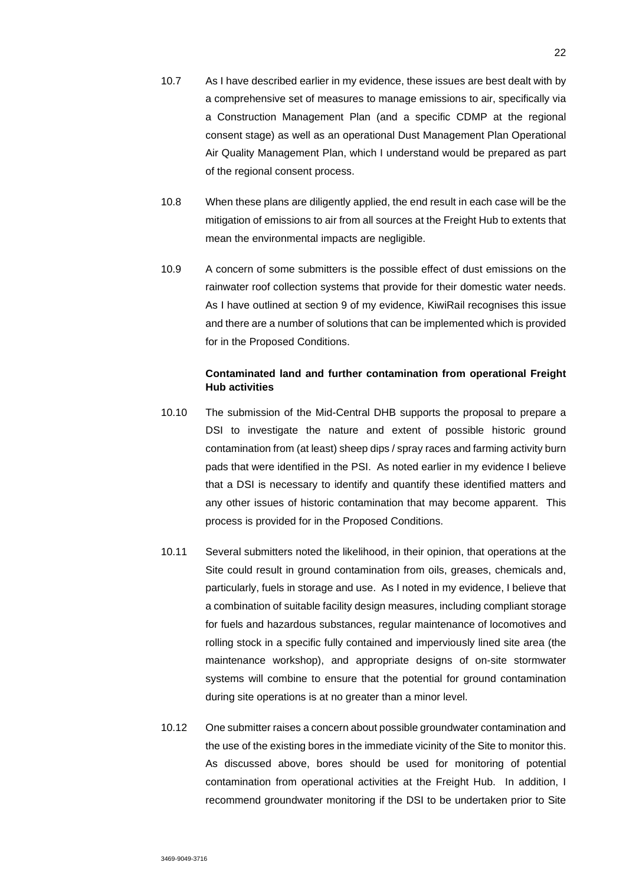10.7 As I have described earlier in my evidence, these issues are best dealt with by a comprehensive set of measures to manage emissions to air, specifically via a Construction Management Plan (and a specific CDMP at the regional consent stage) as well as an operational Dust Management Plan Operational Air Quality Management Plan, which I understand would be prepared as part of the regional consent process.

10.8 When these plans are diligently applied, the end result in each case will be the mitigation of emissions to air from all sources at the Freight Hub to extents that mean the environmental impacts are negligible.

10.9 A concern of some submitters is the possible effect of dust emissions on the rainwater roof collection systems that provide for their domestic water needs. As I have outlined at section 9 of my evidence, KiwiRail recognises this issue and there are a number of solutions that can be implemented which is provided for in the Proposed Conditions.

**Contaminated land and further contamination from operational Freight Hub activities**

10.10 The submission of the Mid-Central DHB supports the proposal to prepare a DSI to investigate the nature and extent of possible historic ground contamination from (at least) sheep dips / spray races and farming activity burn pads that were identified in the PSI. As noted earlier in my evidence I believe that a DSI is necessary to identify and quantify these identified matters and any other issues of historic contamination that may become apparent. This process is provided for in the Proposed Conditions.

10.11 Several submitters noted the likelihood, in their opinion, that operations at the Site could result in ground contamination from oils, greases, chemicals and, particularly, fuels in storage and use. As I noted in my evidence, I believe that a combination of suitable facility design measures, including compliant storage for fuels and hazardous substances, regular maintenance of locomotives and rolling stock in a specific fully contained and imperviously lined site area (the maintenance workshop), and appropriate designs of on-site stormwater systems will combine to ensure that the potential for ground contamination during site operations is at no greater than a minor level.

10.12 One submitter raises a concern about possible groundwater contamination and the use of the existing bores in the immediate vicinity of the Site to monitor this. As discussed above, bores should be used for monitoring of potential contamination from operational activities at the Freight Hub. In addition, I recommend groundwater monitoring if the DSI to be undertaken prior to Site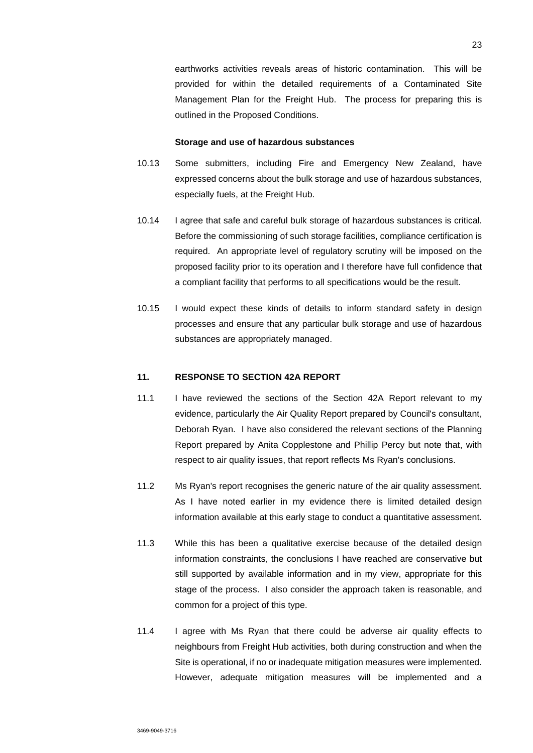earthworks activities reveals areas of historic contamination. This will be provided for within the detailed requirements of a Contaminated Site Management Plan for the Freight Hub. The process for preparing this is outlined in the Proposed Conditions.

**Storage and use of hazardous substances**

10.13 Some submitters, including Fire and Emergency New Zealand, have expressed concerns about the bulk storage and use of hazardous substances, especially fuels, at the Freight Hub.

10.14 I agree that safe and careful bulk storage of hazardous substances is critical. Before the commissioning of such storage facilities, compliance certification is required. An appropriate level of regulatory scrutiny will be imposed on the proposed facility prior to its operation and I therefore have full confidence that a compliant facility that performs to all specifications would be the result.

10.15 I would expect these kinds of details to inform standard safety in design processes and ensure that any particular bulk storage and use of hazardous substances are appropriately managed.

## 11. RESPONSE TO SECTION 42A REPORT

11.1 I have reviewed the sections of the Section 42A Report relevant to my evidence, particularly the Air Quality Report prepared by Council's consultant, Deborah Ryan. I have also considered the relevant sections of the Planning Report prepared by Anita Copplestone and Phillip Percy but note that, with respect to air quality issues, that report reflects Ms Ryan's conclusions.

11.2 Ms Ryan's report recognises the generic nature of the air quality assessment. As I have noted earlier in my evidence there is limited detailed design information available at this early stage to conduct a quantitative assessment.

11.3 While this has been a qualitative exercise because of the detailed design information constraints, the conclusions I have reached are conservative but still supported by available information and in my view, appropriate for this stage of the process. I also consider the approach taken is reasonable, and common for a project of this type.

11.4 I agree with Ms Ryan that there could be adverse air quality effects to neighbours from Freight Hub activities, both during construction and when the Site is operational, if no or inadequate mitigation measures were implemented. However, adequate mitigation measures will be implemented and a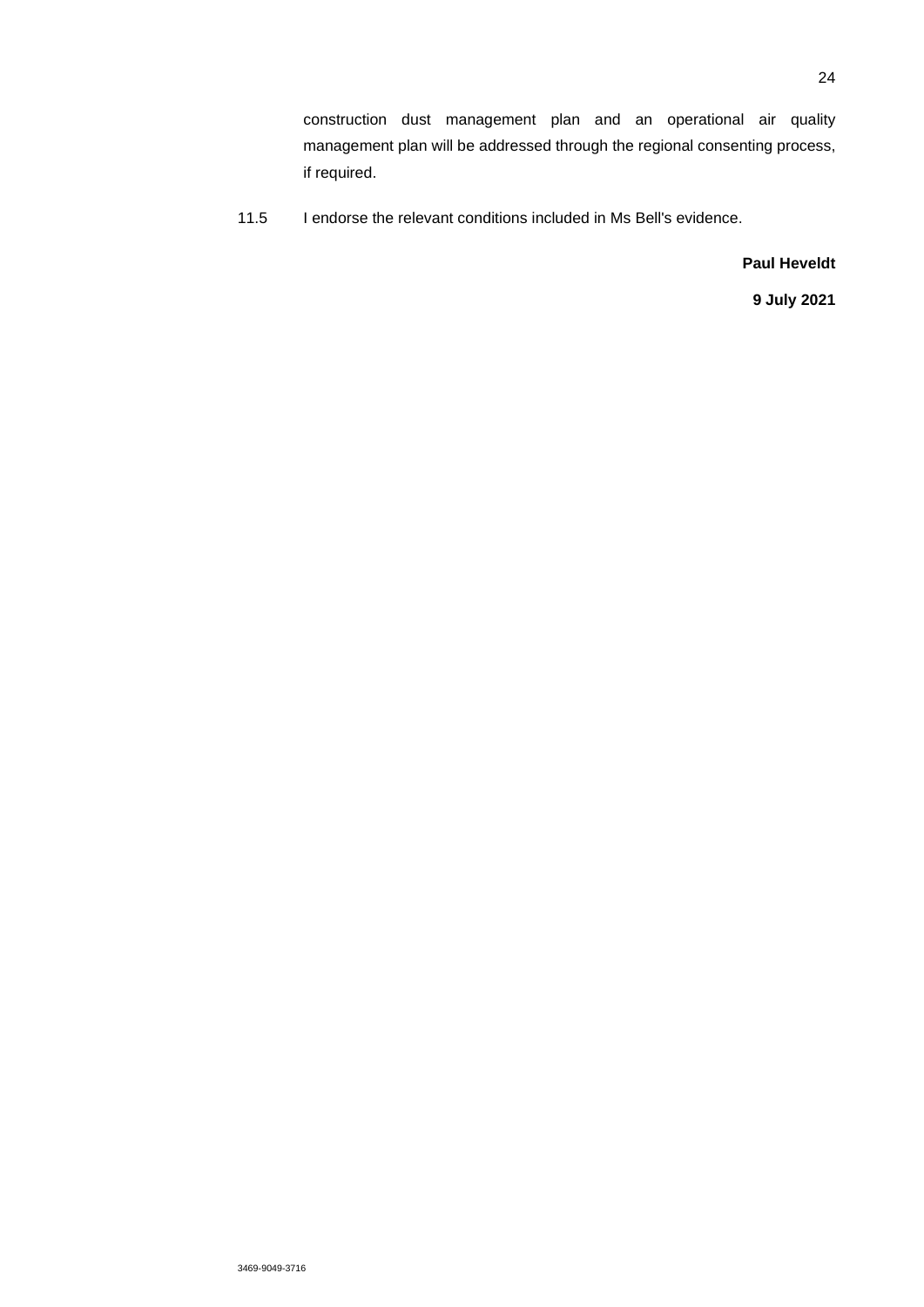construction dust management plan and an operational air quality management plan will be addressed through the regional consenting process, if required.

11.5 I endorse the relevant conditions included in Ms Bell's evidence.

**Paul Heveldt**

**9 July 2021**

3469-9049-3716